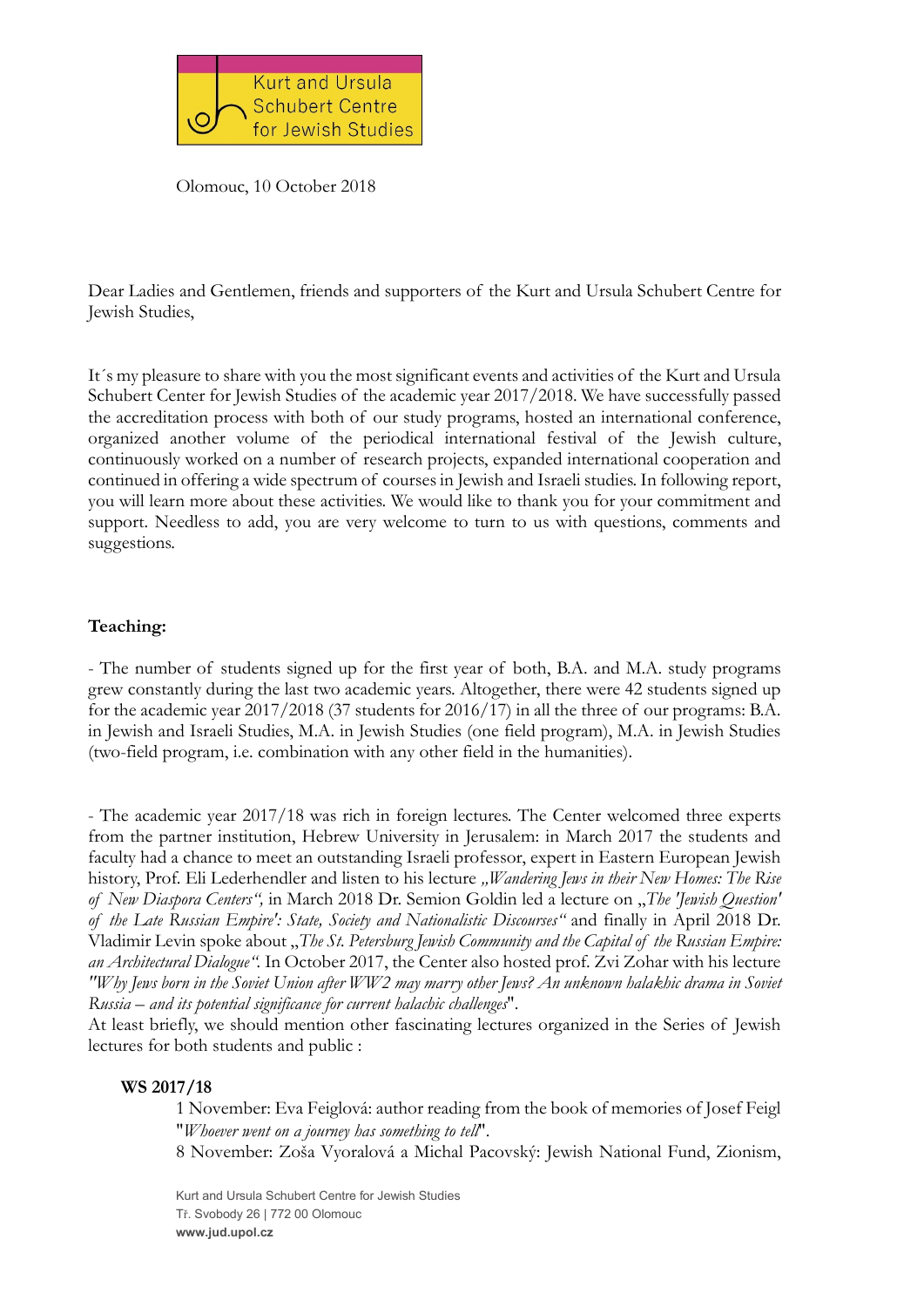Kurt and Ursula Schubert Centre for Jewish Studies

Olomouc, 10 October 2018

Dear Ladies and Gentlemen, friends and supporters of the Kurt and Ursula Schubert Centre for Jewish Studies,

It´s my pleasure to share with you the most significant events and activities of the Kurt and Ursula Schubert Center for Jewish Studies of the academic year 2017/2018. We have successfully passed the accreditation process with both of our study programs, hosted an international conference, organized another volume of the periodical international festival of the Jewish culture, continuously worked on a number of research projects, expanded international cooperation and continued in offering a wide spectrum of courses in Jewish and Israeli studies. In following report, you will learn more about these activities. We would like to thank you for your commitment and support. Needless to add, you are very welcome to turn to us with questions, comments and suggestions.

**Teaching:**

- The number of students signed up for the first year of both, B.A. and M.A. study programs grew constantly during the last two academic years. Altogether, there were 42 students signed up for the academic year 2017/2018 (37 students for 2016/17) in all the three of our programs: B.A. in Jewish and Israeli Studies, M.A. in Jewish Studies (one field program), M.A. in Jewish Studies (two-field program, i.e. combination with any other field in the humanities).

- The academic year 2017/18 was rich in foreign lectures. The Center welcomed three experts from the partner institution, Hebrew University in Jerusalem: in March 2017 the students and faculty had a chance to meet an outstanding Israeli professor, expert in Eastern European Jewish history, Prof. Eli Lederhendler and listen to his lecture *„Wandering Jews in their New Homes: The Rise of New Diaspora Centers"*, in March 2018 Dr. Semion Goldin led a lecture on „*The 'Jewish Question' of the Late Russian Empire': State, Society and Nationalistic Discourses"* and finally in April 2018 Dr. Vladimir Levin spoke about „*The St. Petersburg Jewish Community and the Capital of the Russian Empire: an Architectural Dialogue".* In October 2017, the Center also hosted prof. Zvi Zohar with his lecture *"Why Jews born in the Soviet Union after WW2 may marry other Jews? An unknown halakhic drama in Soviet Russia – and its potential significance for current halachic challenges*".
At least briefly, we should mention other fascinating lectures organized in the Series of Jewish lectures for both students and public :

**WS 2017/18**

1 November: Eva Feiglová: author reading from the book of memories of Josef Feigl "*Whoever went on a journey has something to tell*".
8 November: Zoša Vyoralová a Michal Pacovský: Jewish National Fund, Zionism,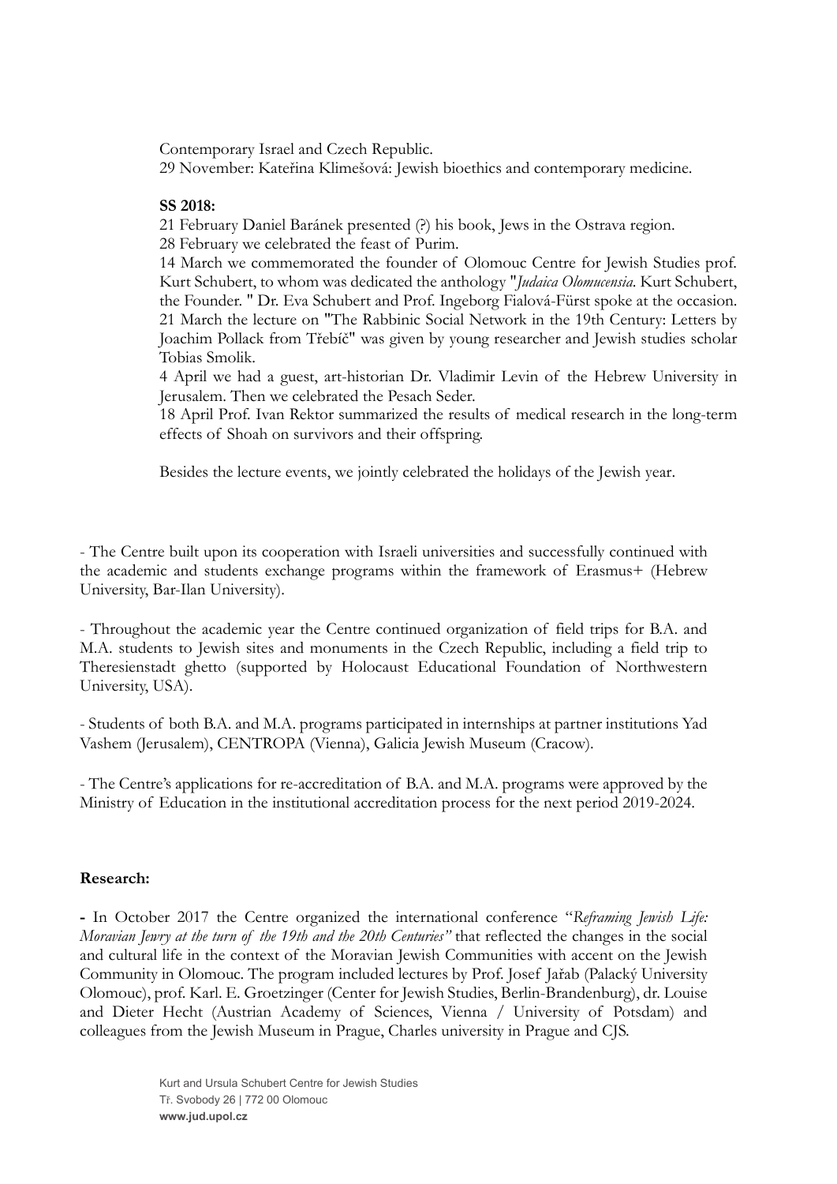Contemporary Israel and Czech Republic.
29 November: Kateřina Klimešová: Jewish bioethics and contemporary medicine.

**SS 2018:**

21 February Daniel Baránek presented (?) his book, Jews in the Ostrava region.
28 February we celebrated the feast of Purim.
14 March we commemorated the founder of Olomouc Centre for Jewish Studies prof. Kurt Schubert, to whom was dedicated the anthology "*Judaica Olomucensia.* Kurt Schubert, the Founder. " Dr. Eva Schubert and Prof. Ingeborg Fialová-Fürst spoke at the occasion.
21 March the lecture on "The Rabbinic Social Network in the 19th Century: Letters by Joachim Pollack from Třebíč" was given by young researcher and Jewish studies scholar Tobias Smolik.
4 April we had a guest, art-historian Dr. Vladimir Levin of the Hebrew University in Jerusalem. Then we celebrated the Pesach Seder.
18 April Prof. Ivan Rektor summarized the results of medical research in the long-term effects of Shoah on survivors and their offspring.

Besides the lecture events, we jointly celebrated the holidays of the Jewish year.

- The Centre built upon its cooperation with Israeli universities and successfully continued with the academic and students exchange programs within the framework of Erasmus+ (Hebrew University, Bar-Ilan University).

- Throughout the academic year the Centre continued organization of field trips for B.A. and M.A. students to Jewish sites and monuments in the Czech Republic, including a field trip to Theresienstadt ghetto (supported by Holocaust Educational Foundation of Northwestern University, USA).

- Students of both B.A. and M.A. programs participated in internships at partner institutions Yad Vashem (Jerusalem), CENTROPA (Vienna), Galicia Jewish Museum (Cracow).

- The Centre's applications for re-accreditation of B.A. and M.A. programs were approved by the Ministry of Education in the institutional accreditation process for the next period 2019-2024.

**Research:**

**-** In October 2017 the Centre organized the international conference "*Reframing Jewish Life: Moravian Jewry at the turn of the 19th and the 20th Centuries"* that reflected the changes in the social and cultural life in the context of the Moravian Jewish Communities with accent on the Jewish Community in Olomouc. The program included lectures by Prof. Josef Jařab (Palacký University Olomouc), prof. Karl. E. Groetzinger (Center for Jewish Studies, Berlin-Brandenburg), dr. Louise and Dieter Hecht (Austrian Academy of Sciences, Vienna / University of Potsdam) and colleagues from the Jewish Museum in Prague, Charles university in Prague and CJS.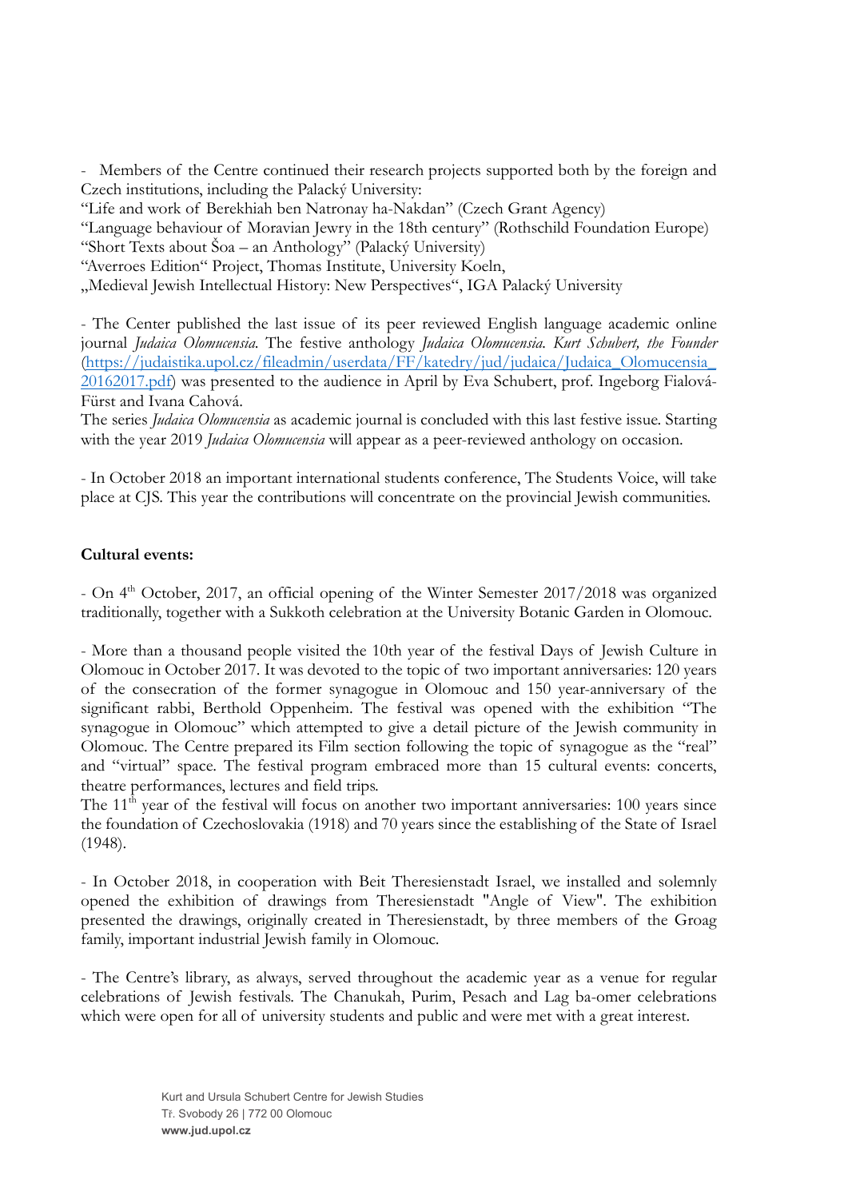- Members of the Centre continued their research projects supported both by the foreign and Czech institutions, including the Palacký University:
"Life and work of Berekhiah ben Natronay ha-Nakdan" (Czech Grant Agency)
"Language behaviour of Moravian Jewry in the 18th century" (Rothschild Foundation Europe)
"Short Texts about Šoa – an Anthology" (Palacký University)
"Averroes Edition" Project, Thomas Institute, University Koeln,
„Medieval Jewish Intellectual History: New Perspectives", IGA Palacký University

- The Center published the last issue of its peer reviewed English language academic online journal *Judaica Olomucensia*. The festive anthology *Judaica Olomucensia. Kurt Schubert, the Founder* (https://judaistika.upol.cz/fileadmin/userdata/FF/katedry/jud/judaica/Judaica_Olomucensia_20162017.pdf) was presented to the audience in April by Eva Schubert, prof. Ingeborg Fialová-Fürst and Ivana Cahová.
The series *Judaica Olomucensia* as academic journal is concluded with this last festive issue. Starting with the year 2019 *Judaica Olomucensia* will appear as a peer-reviewed anthology on occasion.

- In October 2018 an important international students conference, The Students Voice, will take place at CJS. This year the contributions will concentrate on the provincial Jewish communities.

**Cultural events:**

- On 4th October, 2017, an official opening of the Winter Semester 2017/2018 was organized traditionally, together with a Sukkoth celebration at the University Botanic Garden in Olomouc.

- More than a thousand people visited the 10th year of the festival Days of Jewish Culture in Olomouc in October 2017. It was devoted to the topic of two important anniversaries: 120 years of the consecration of the former synagogue in Olomouc and 150 year-anniversary of the significant rabbi, Berthold Oppenheim. The festival was opened with the exhibition "The synagogue in Olomouc" which attempted to give a detail picture of the Jewish community in Olomouc. The Centre prepared its Film section following the topic of synagogue as the "real" and "virtual" space. The festival program embraced more than 15 cultural events: concerts, theatre performances, lectures and field trips.
The 11th year of the festival will focus on another two important anniversaries: 100 years since the foundation of Czechoslovakia (1918) and 70 years since the establishing of the State of Israel (1948).

- In October 2018, in cooperation with Beit Theresienstadt Israel, we installed and solemnly opened the exhibition of drawings from Theresienstadt "Angle of View". The exhibition presented the drawings, originally created in Theresienstadt, by three members of the Groag family, important industrial Jewish family in Olomouc.

- The Centre's library, as always, served throughout the academic year as a venue for regular celebrations of Jewish festivals. The Chanukah, Purim, Pesach and Lag ba-omer celebrations which were open for all of university students and public and were met with a great interest.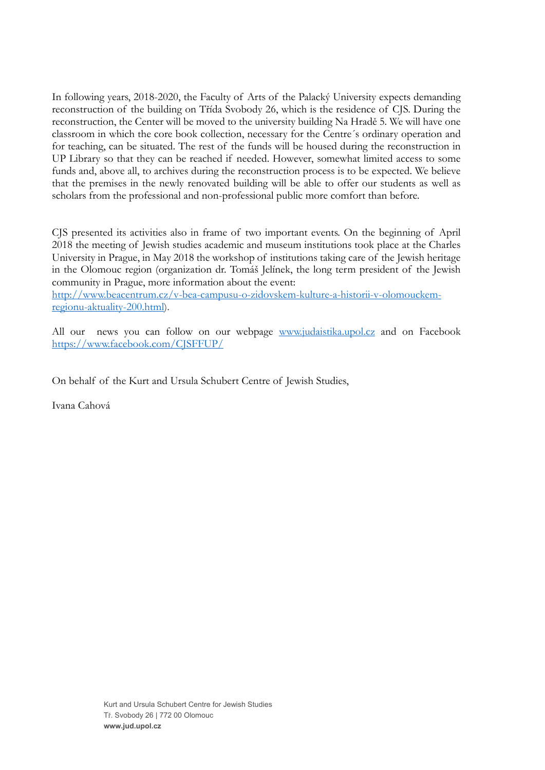In following years, 2018-2020, the Faculty of Arts of the Palacký University expects demanding reconstruction of the building on Třída Svobody 26, which is the residence of CJS. During the reconstruction, the Center will be moved to the university building Na Hradě 5. We will have one classroom in which the core book collection, necessary for the Centre´s ordinary operation and for teaching, can be situated. The rest of the funds will be housed during the reconstruction in UP Library so that they can be reached if needed. However, somewhat limited access to some funds and, above all, to archives during the reconstruction process is to be expected. We believe that the premises in the newly renovated building will be able to offer our students as well as scholars from the professional and non-professional public more comfort than before.

CJS presented its activities also in frame of two important events. On the beginning of April 2018 the meeting of Jewish studies academic and museum institutions took place at the Charles University in Prague, in May 2018 the workshop of institutions taking care of the Jewish heritage in the Olomouc region (organization dr. Tomáš Jelínek, the long term president of the Jewish community in Prague, more information about the event: [http://www.beacentrum.cz/v-bea-campusu-o-zidovskem-kulture-a-historii-v-olomouckem-regionu-aktuality-200.html](http://www.beacentrum.cz/v-bea-campusu-o-zidovskem-kulture-a-historii-v-olomouckem-regionu-aktuality-200.html)).

All our news you can follow on our webpage [www.judaistika.upol.cz](http://www.judaistika.upol.cz) and on Facebook [https://www.facebook.com/CJSFFUP/](https://www.facebook.com/CJSFFUP/)

On behalf of the Kurt and Ursula Schubert Centre of Jewish Studies,

Ivana Cahová